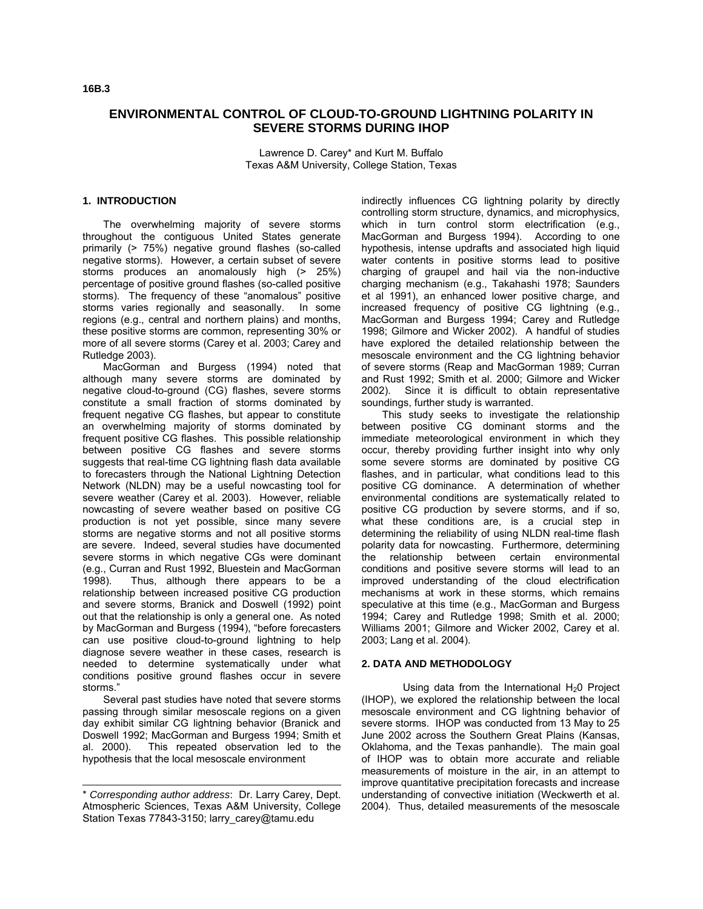16B.3

# ENVIRONMENTAL CONTROL OF CLOUD-TO-GROUND LIGHTNING POLARITY IN SEVERE STORMS DURING IHOP

Lawrence D. Carey* and Kurt M. Buffalo
Texas A&M University, College Station, Texas

## 1. INTRODUCTION

The overwhelming majority of severe storms throughout the contiguous United States generate primarily (> 75%) negative ground flashes (so-called negative storms). However, a certain subset of severe storms produces an anomalously high (> 25%) percentage of positive ground flashes (so-called positive storms). The frequency of these "anomalous" positive storms varies regionally and seasonally. In some regions (e.g., central and northern plains) and months, these positive storms are common, representing 30% or more of all severe storms (Carey et al. 2003; Carey and Rutledge 2003).

MacGorman and Burgess (1994) noted that although many severe storms are dominated by negative cloud-to-ground (CG) flashes, severe storms constitute a small fraction of storms dominated by frequent negative CG flashes, but appear to constitute an overwhelming majority of storms dominated by frequent positive CG flashes. This possible relationship between positive CG flashes and severe storms suggests that real-time CG lightning flash data available to forecasters through the National Lightning Detection Network (NLDN) may be a useful nowcasting tool for severe weather (Carey et al. 2003). However, reliable nowcasting of severe weather based on positive CG production is not yet possible, since many severe storms are negative storms and not all positive storms are severe. Indeed, several studies have documented severe storms in which negative CGs were dominant (e.g., Curran and Rust 1992, Bluestein and MacGorman 1998). Thus, although there appears to be a relationship between increased positive CG production and severe storms, Branick and Doswell (1992) point out that the relationship is only a general one. As noted by MacGorman and Burgess (1994), "before forecasters can use positive cloud-to-ground lightning to help diagnose severe weather in these cases, research is needed to determine systematically under what conditions positive ground flashes occur in severe storms."

Several past studies have noted that severe storms passing through similar mesoscale regions on a given day exhibit similar CG lightning behavior (Branick and Doswell 1992; MacGorman and Burgess 1994; Smith et al. 2000). This repeated observation led to the hypothesis that the local mesoscale environment indirectly influences CG lightning polarity by directly controlling storm structure, dynamics, and microphysics, which in turn control storm electrification (e.g., MacGorman and Burgess 1994). According to one hypothesis, intense updrafts and associated high liquid water contents in positive storms lead to positive charging of graupel and hail via the non-inductive charging mechanism (e.g., Takahashi 1978; Saunders et al 1991), an enhanced lower positive charge, and increased frequency of positive CG lightning (e.g., MacGorman and Burgess 1994; Carey and Rutledge 1998; Gilmore and Wicker 2002). A handful of studies have explored the detailed relationship between the mesoscale environment and the CG lightning behavior of severe storms (Reap and MacGorman 1989; Curran and Rust 1992; Smith et al. 2000; Gilmore and Wicker 2002). Since it is difficult to obtain representative soundings, further study is warranted.

This study seeks to investigate the relationship between positive CG dominant storms and the immediate meteorological environment in which they occur, thereby providing further insight into why only some severe storms are dominated by positive CG flashes, and in particular, what conditions lead to this positive CG dominance. A determination of whether environmental conditions are systematically related to positive CG production by severe storms, and if so, what these conditions are, is a crucial step in determining the reliability of using NLDN real-time flash polarity data for nowcasting. Furthermore, determining the relationship between certain environmental conditions and positive severe storms will lead to an improved understanding of the cloud electrification mechanisms at work in these storms, which remains speculative at this time (e.g., MacGorman and Burgess 1994; Carey and Rutledge 1998; Smith et al. 2000; Williams 2001; Gilmore and Wicker 2002, Carey et al. 2003; Lang et al. 2004).

## 2. DATA AND METHODOLOGY

Using data from the International $H_20$ Project (IHOP), we explored the relationship between the local mesoscale environment and CG lightning behavior of severe storms. IHOP was conducted from 13 May to 25 June 2002 across the Southern Great Plains (Kansas, Oklahoma, and the Texas panhandle). The main goal of IHOP was to obtain more accurate and reliable measurements of moisture in the air, in an attempt to improve quantitative precipitation forecasts and increase understanding of convective initiation (Weckwerth et al. 2004). Thus, detailed measurements of the mesoscale

---

\* *Corresponding author address*: Dr. Larry Carey, Dept. Atmospheric Sciences, Texas A&M University, College Station Texas 77843-3150; larry_carey@tamu.edu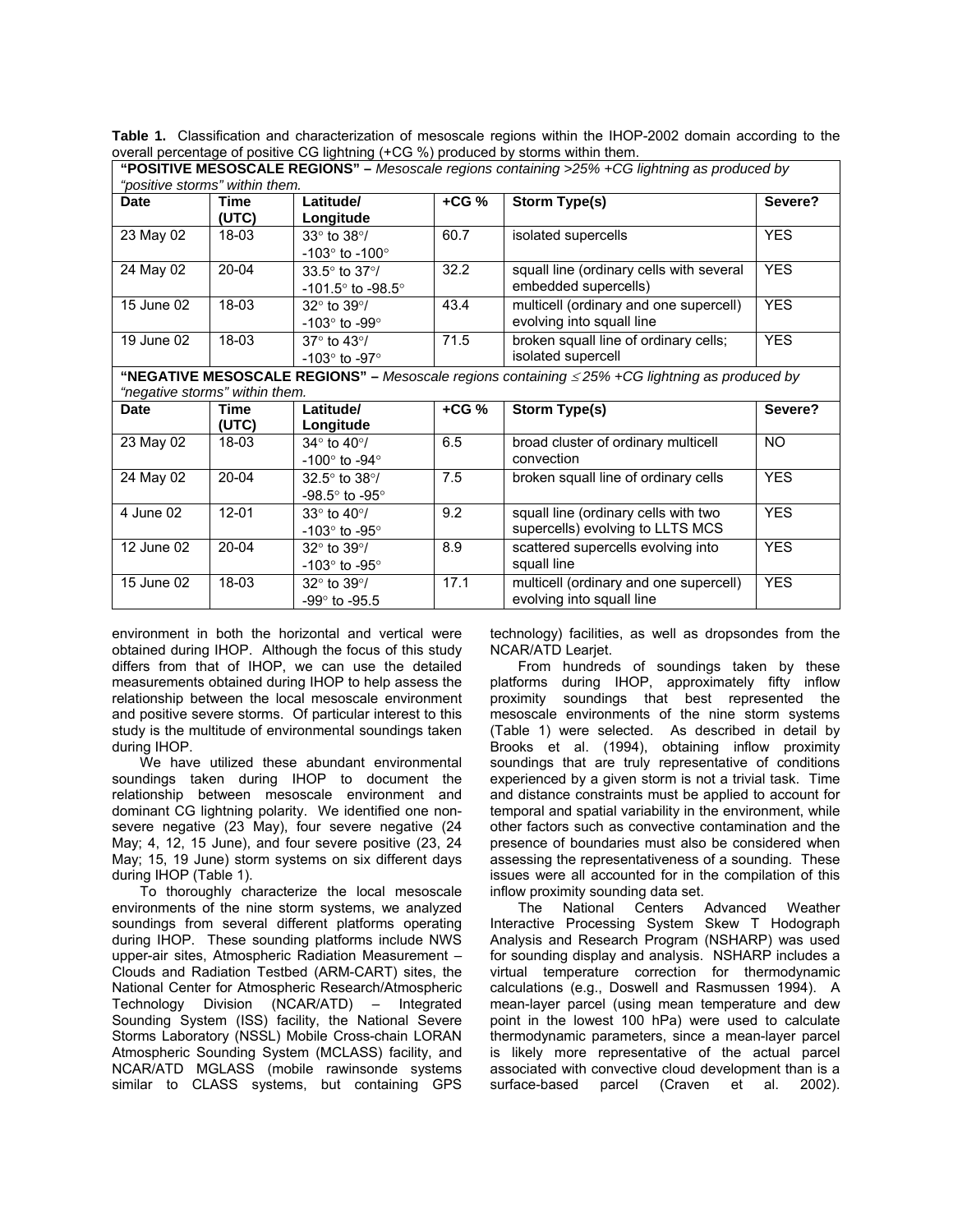**Table 1.** Classification and characterization of mesoscale regions within the IHOP-2002 domain according to the overall percentage of positive CG lightning (+CG %) produced by storms within them.

| **"POSITIVE MESOSCALE REGIONS"** – *Mesoscale regions containing >25% +CG lightning as produced by "positive storms" within them.* | | | | | |
|---|---|---|---|---|---|
| **Date** | **Time (UTC)** | **Latitude/ Longitude** | **+CG %** | **Storm Type(s)** | **Severe?** |
| 23 May 02 | 18-03 | 33° to 38°/ -103° to -100° | 60.7 | isolated supercells | YES |
| 24 May 02 | 20-04 | 33.5° to 37°/ -101.5° to -98.5° | 32.2 | squall line (ordinary cells with several embedded supercells) | YES |
| 15 June 02 | 18-03 | 32° to 39°/ -103° to -99° | 43.4 | multicell (ordinary and one supercell) evolving into squall line | YES |
| 19 June 02 | 18-03 | 37° to 43°/ -103° to -97° | 71.5 | broken squall line of ordinary cells; isolated supercell | YES |
| **"NEGATIVE MESOSCALE REGIONS"** – *Mesoscale regions containing ≤ 25% +CG lightning as produced by "negative storms" within them.* | | | | | |
| **Date** | **Time (UTC)** | **Latitude/ Longitude** | **+CG %** | **Storm Type(s)** | **Severe?** |
| 23 May 02 | 18-03 | 34° to 40°/ -100° to -94° | 6.5 | broad cluster of ordinary multicell convection | NO |
| 24 May 02 | 20-04 | 32.5° to 38°/ -98.5° to -95° | 7.5 | broken squall line of ordinary cells | YES |
| 4 June 02 | 12-01 | 33° to 40°/ -103° to -95° | 9.2 | squall line (ordinary cells with two supercells) evolving to LLTS MCS | YES |
| 12 June 02 | 20-04 | 32° to 39°/ -103° to -95° | 8.9 | scattered supercells evolving into squall line | YES |
| 15 June 02 | 18-03 | 32° to 39°/ -99° to -95.5 | 17.1 | multicell (ordinary and one supercell) evolving into squall line | YES |

environment in both the horizontal and vertical were obtained during IHOP. Although the focus of this study differs from that of IHOP, we can use the detailed measurements obtained during IHOP to help assess the relationship between the local mesoscale environment and positive severe storms. Of particular interest to this study is the multitude of environmental soundings taken during IHOP.

We have utilized these abundant environmental soundings taken during IHOP to document the relationship between mesoscale environment and dominant CG lightning polarity. We identified one non-severe negative (23 May), four severe negative (24 May; 4, 12, 15 June), and four severe positive (23, 24 May; 15, 19 June) storm systems on six different days during IHOP (Table 1).

To thoroughly characterize the local mesoscale environments of the nine storm systems, we analyzed soundings from several different platforms operating during IHOP. These sounding platforms include NWS upper-air sites, Atmospheric Radiation Measurement – Clouds and Radiation Testbed (ARM-CART) sites, the National Center for Atmospheric Research/Atmospheric Technology Division (NCAR/ATD) – Integrated Sounding System (ISS) facility, the National Severe Storms Laboratory (NSSL) Mobile Cross-chain LORAN Atmospheric Sounding System (MCLASS) facility, and NCAR/ATD MGLASS (mobile rawinsonde systems similar to CLASS systems, but containing GPS technology) facilities, as well as dropsondes from the NCAR/ATD Learjet.

From hundreds of soundings taken by these platforms during IHOP, approximately fifty inflow proximity soundings that best represented the mesoscale environments of the nine storm systems (Table 1) were selected. As described in detail by Brooks et al. (1994), obtaining inflow proximity soundings that are truly representative of conditions experienced by a given storm is not a trivial task. Time and distance constraints must be applied to account for temporal and spatial variability in the environment, while other factors such as convective contamination and the presence of boundaries must also be considered when assessing the representativeness of a sounding. These issues were all accounted for in the compilation of this inflow proximity sounding data set.

The National Centers Advanced Weather Interactive Processing System Skew T Hodograph Analysis and Research Program (NSHARP) was used for sounding display and analysis. NSHARP includes a virtual temperature correction for thermodynamic calculations (e.g., Doswell and Rasmussen 1994). A mean-layer parcel (using mean temperature and dew point in the lowest 100 hPa) were used to calculate thermodynamic parameters, since a mean-layer parcel is likely more representative of the actual parcel associated with convective cloud development than is a surface-based parcel (Craven et al. 2002).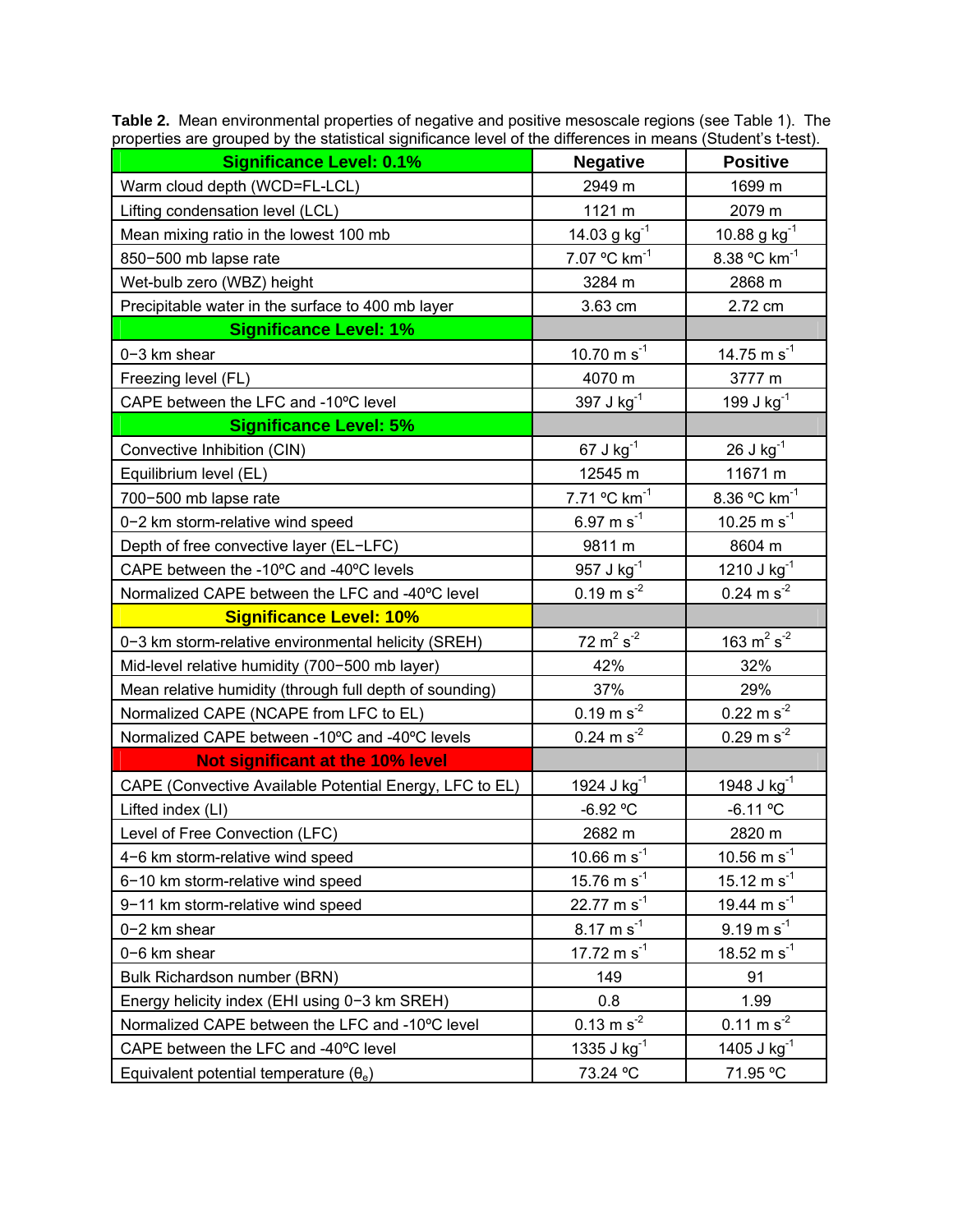**Table 2.** Mean environmental properties of negative and positive mesoscale regions (see Table 1). The properties are grouped by the statistical significance level of the differences in means (Student's t-test).

| **Significance Level: 0.1%** | **Negative** | **Positive** |
|---|---|---|
| Warm cloud depth (WCD=FL-LCL) | 2949 m | 1699 m |
| Lifting condensation level (LCL) | 1121 m | 2079 m |
| Mean mixing ratio in the lowest 100 mb | 14.03 g kg$^{-1}$ | 10.88 g kg$^{-1}$ |
| 850−500 mb lapse rate | 7.07 ºC km$^{-1}$ | 8.38 ºC km$^{-1}$ |
| Wet-bulb zero (WBZ) height | 3284 m | 2868 m |
| Precipitable water in the surface to 400 mb layer | 3.63 cm | 2.72 cm |
| **Significance Level: 1%** | | |
| 0−3 km shear | 10.70 m s$^{-1}$ | 14.75 m s$^{-1}$ |
| Freezing level (FL) | 4070 m | 3777 m |
| CAPE between the LFC and -10ºC level | 397 J kg$^{-1}$ | 199 J kg$^{-1}$ |
| **Significance Level: 5%** | | |
| Convective Inhibition (CIN) | 67 J kg$^{-1}$ | 26 J kg$^{-1}$ |
| Equilibrium level (EL) | 12545 m | 11671 m |
| 700−500 mb lapse rate | 7.71 ºC km$^{-1}$ | 8.36 ºC km$^{-1}$ |
| 0−2 km storm-relative wind speed | 6.97 m s$^{-1}$ | 10.25 m s$^{-1}$ |
| Depth of free convective layer (EL−LFC) | 9811 m | 8604 m |
| CAPE between the -10ºC and -40ºC levels | 957 J kg$^{-1}$ | 1210 J kg$^{-1}$ |
| Normalized CAPE between the LFC and -40ºC level | 0.19 m s$^{-2}$ | 0.24 m s$^{-2}$ |
| **Significance Level: 10%** | | |
| 0−3 km storm-relative environmental helicity (SREH) | 72 m$^{2}$ s$^{-2}$ | 163 m$^{2}$ s$^{-2}$ |
| Mid-level relative humidity (700−500 mb layer) | 42% | 32% |
| Mean relative humidity (through full depth of sounding) | 37% | 29% |
| Normalized CAPE (NCAPE from LFC to EL) | 0.19 m s$^{-2}$ | 0.22 m s$^{-2}$ |
| Normalized CAPE between -10ºC and -40ºC levels | 0.24 m s$^{-2}$ | 0.29 m s$^{-2}$ |
| **Not significant at the 10% level** | | |
| CAPE (Convective Available Potential Energy, LFC to EL) | 1924 J kg$^{-1}$ | 1948 J kg$^{-1}$ |
| Lifted index (LI) | -6.92 ºC | -6.11 ºC |
| Level of Free Convection (LFC) | 2682 m | 2820 m |
| 4−6 km storm-relative wind speed | 10.66 m s$^{-1}$ | 10.56 m s$^{-1}$ |
| 6−10 km storm-relative wind speed | 15.76 m s$^{-1}$ | 15.12 m s$^{-1}$ |
| 9−11 km storm-relative wind speed | 22.77 m s$^{-1}$ | 19.44 m s$^{-1}$ |
| 0−2 km shear | 8.17 m s$^{-1}$ | 9.19 m s$^{-1}$ |
| 0−6 km shear | 17.72 m s$^{-1}$ | 18.52 m s$^{-1}$ |
| Bulk Richardson number (BRN) | 149 | 91 |
| Energy helicity index (EHI using 0−3 km SREH) | 0.8 | 1.99 |
| Normalized CAPE between the LFC and -10ºC level | 0.13 m s$^{-2}$ | 0.11 m s$^{-2}$ |
| CAPE between the LFC and -40ºC level | 1335 J kg$^{-1}$ | 1405 J kg$^{-1}$ |
| Equivalent potential temperature ($\theta_e$) | 73.24 ºC | 71.95 ºC |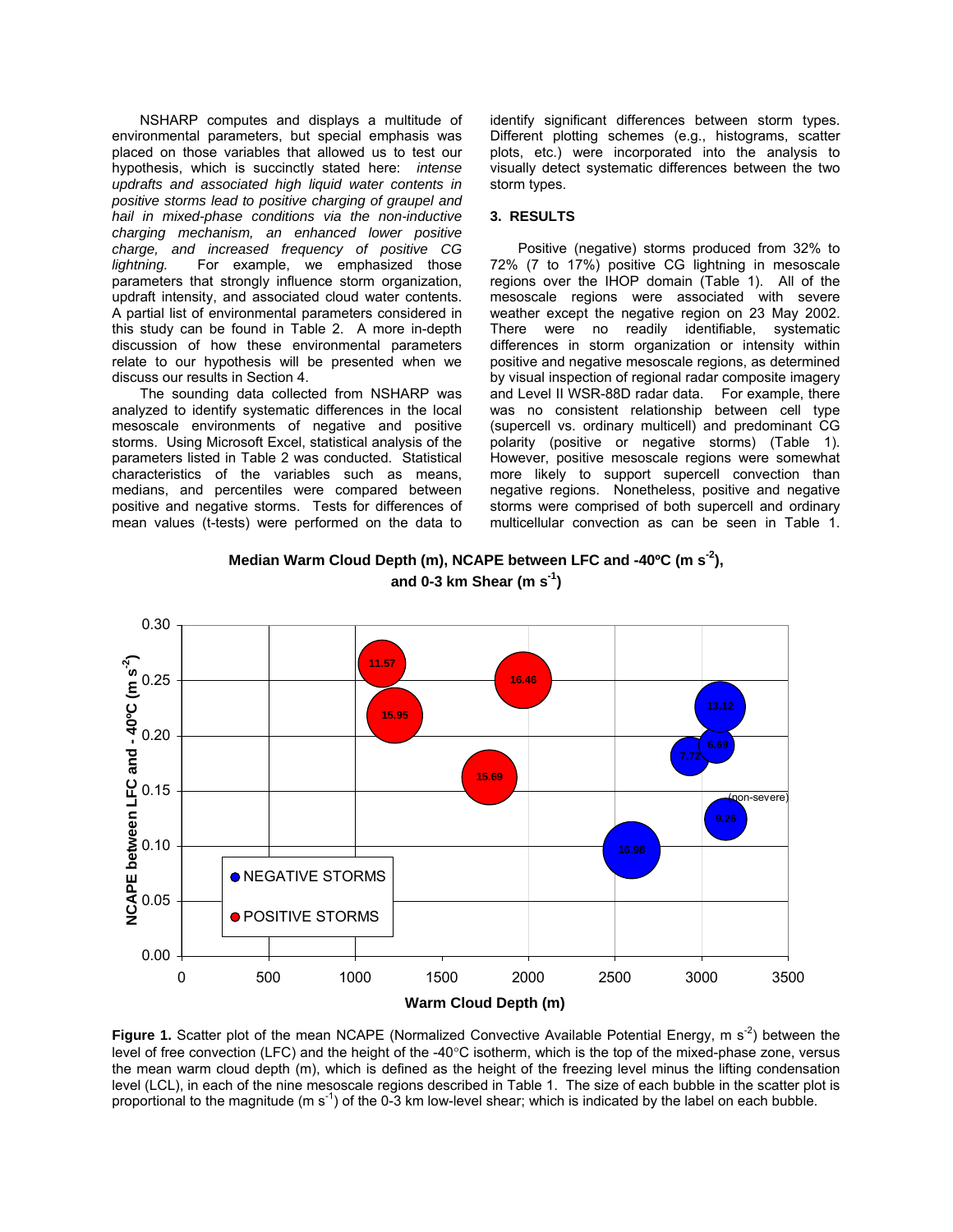NSHARP computes and displays a multitude of environmental parameters, but special emphasis was placed on those variables that allowed us to test our hypothesis, which is succinctly stated here: *intense updrafts and associated high liquid water contents in positive storms lead to positive charging of graupel and hail in mixed-phase conditions via the non-inductive charging mechanism, an enhanced lower positive charge, and increased frequency of positive CG lightning.* For example, we emphasized those parameters that strongly influence storm organization, updraft intensity, and associated cloud water contents. A partial list of environmental parameters considered in this study can be found in Table 2. A more in-depth discussion of how these environmental parameters relate to our hypothesis will be presented when we discuss our results in Section 4.

The sounding data collected from NSHARP was analyzed to identify systematic differences in the local mesoscale environments of negative and positive storms. Using Microsoft Excel, statistical analysis of the parameters listed in Table 2 was conducted. Statistical characteristics of the variables such as means, medians, and percentiles were compared between positive and negative storms. Tests for differences of mean values (t-tests) were performed on the data to identify significant differences between storm types. Different plotting schemes (e.g., histograms, scatter plots, etc.) were incorporated into the analysis to visually detect systematic differences between the two storm types.

## 3. RESULTS

Positive (negative) storms produced from 32% to 72% (7 to 17%) positive CG lightning in mesoscale regions over the IHOP domain (Table 1). All of the mesoscale regions were associated with severe weather except the negative region on 23 May 2002. There were no readily identifiable, systematic differences in storm organization or intensity within positive and negative mesoscale regions, as determined by visual inspection of regional radar composite imagery and Level II WSR-88D radar data. For example, there was no consistent relationship between cell type (supercell vs. ordinary multicell) and predominant CG polarity (positive or negative storms) (Table 1). However, positive mesoscale regions were somewhat more likely to support supercell convection than negative regions. Nonetheless, positive and negative storms were comprised of both supercell and ordinary multicellular convection as can be seen in Table 1.

**Median Warm Cloud Depth (m), NCAPE between LFC and -40ºC ($m\ s^{-2}$), and 0-3 km Shear ($m\ s^{-1}$)**

**Figure 1.** Scatter plot of the mean NCAPE (Normalized Convective Available Potential Energy, $m\ s^{-2}$) between the level of free convection (LFC) and the height of the -40°C isotherm, which is the top of the mixed-phase zone, versus the mean warm cloud depth (m), which is defined as the height of the freezing level minus the lifting condensation level (LCL), in each of the nine mesoscale regions described in Table 1. The size of each bubble in the scatter plot is proportional to the magnitude ($m\ s^{-1}$) of the 0-3 km low-level shear; which is indicated by the label on each bubble.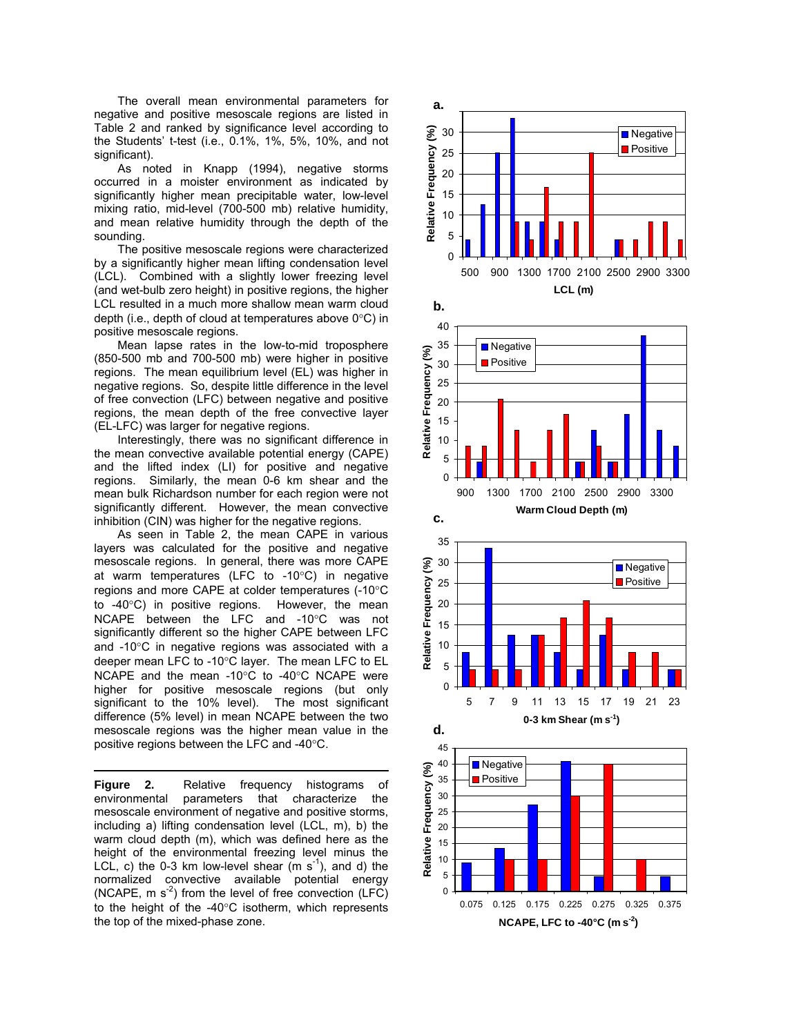The overall mean environmental parameters for negative and positive mesoscale regions are listed in Table 2 and ranked by significance level according to the Students' t-test (i.e., 0.1%, 1%, 5%, 10%, and not significant).

As noted in Knapp (1994), negative storms occurred in a moister environment as indicated by significantly higher mean precipitable water, low-level mixing ratio, mid-level (700-500 mb) relative humidity, and mean relative humidity through the depth of the sounding.

The positive mesoscale regions were characterized by a significantly higher mean lifting condensation level (LCL). Combined with a slightly lower freezing level (and wet-bulb zero height) in positive regions, the higher LCL resulted in a much more shallow mean warm cloud depth (i.e., depth of cloud at temperatures above 0°C) in positive mesoscale regions.

Mean lapse rates in the low-to-mid troposphere (850-500 mb and 700-500 mb) were higher in positive regions. The mean equilibrium level (EL) was higher in negative regions. So, despite little difference in the level of free convection (LFC) between negative and positive regions, the mean depth of the free convective layer (EL-LFC) was larger for negative regions.

Interestingly, there was no significant difference in the mean convective available potential energy (CAPE) and the lifted index (LI) for positive and negative regions. Similarly, the mean 0-6 km shear and the mean bulk Richardson number for each region were not significantly different. However, the mean convective inhibition (CIN) was higher for the negative regions.

As seen in Table 2, the mean CAPE in various layers was calculated for the positive and negative mesoscale regions. In general, there was more CAPE at warm temperatures (LFC to -10°C) in negative regions and more CAPE at colder temperatures (-10°C to -40°C) in positive regions. However, the mean NCAPE between the LFC and -10°C was not significantly different so the higher CAPE between LFC and -10°C in negative regions was associated with a deeper mean LFC to -10°C layer. The mean LFC to EL NCAPE and the mean -10°C to -40°C NCAPE were higher for positive mesoscale regions (but only significant to the 10% level). The most significant difference (5% level) in mean NCAPE between the two mesoscale regions was the higher mean value in the positive regions between the LFC and -40°C.

**Figure 2.** Relative frequency histograms of environmental parameters that characterize the mesoscale environment of negative and positive storms, including a) lifting condensation level (LCL, m), b) the warm cloud depth (m), which was defined here as the height of the environmental freezing level minus the LCL, c) the 0-3 km low-level shear (m $s^{-1}$), and d) the normalized convective available potential energy (NCAPE, m $s^{-2}$) from the level of free convection (LFC) to the height of the -40°C isotherm, which represents the top of the mixed-phase zone.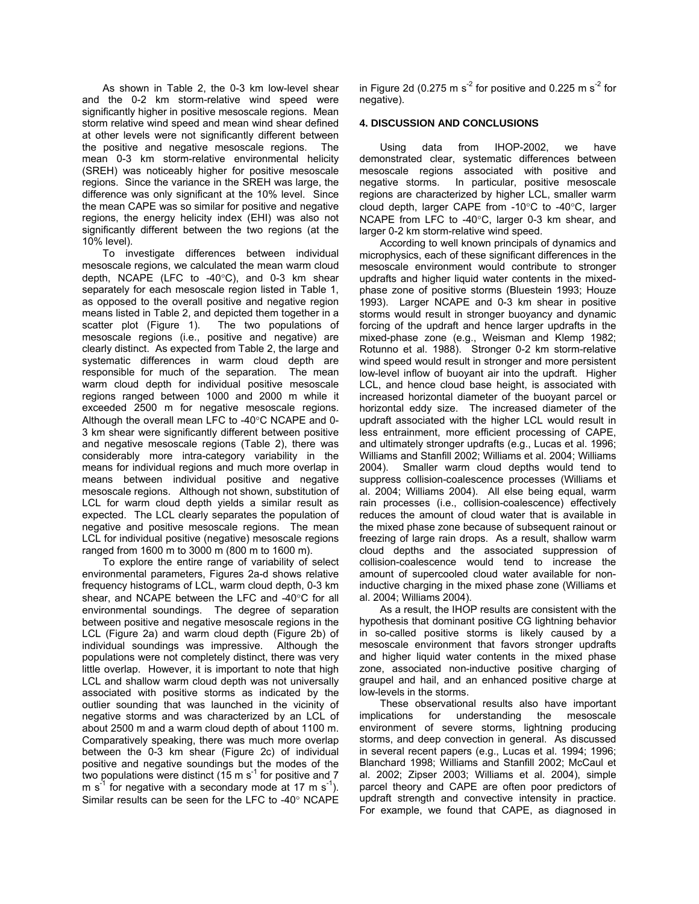As shown in Table 2, the 0-3 km low-level shear and the 0-2 km storm-relative wind speed were significantly higher in positive mesoscale regions. Mean storm relative wind speed and mean wind shear defined at other levels were not significantly different between the positive and negative mesoscale regions. The mean 0-3 km storm-relative environmental helicity (SREH) was noticeably higher for positive mesoscale regions. Since the variance in the SREH was large, the difference was only significant at the 10% level. Since the mean CAPE was so similar for positive and negative regions, the energy helicity index (EHI) was also not significantly different between the two regions (at the 10% level).

To investigate differences between individual mesoscale regions, we calculated the mean warm cloud depth, NCAPE (LFC to -40°C), and 0-3 km shear separately for each mesoscale region listed in Table 1, as opposed to the overall positive and negative region means listed in Table 2, and depicted them together in a scatter plot (Figure 1). The two populations of mesoscale regions (i.e., positive and negative) are clearly distinct. As expected from Table 2, the large and systematic differences in warm cloud depth are responsible for much of the separation. The mean warm cloud depth for individual positive mesoscale regions ranged between 1000 and 2000 m while it exceeded 2500 m for negative mesoscale regions. Although the overall mean LFC to -40°C NCAPE and 0-3 km shear were significantly different between positive and negative mesoscale regions (Table 2), there was considerably more intra-category variability in the means for individual regions and much more overlap in means between individual positive and negative mesoscale regions. Although not shown, substitution of LCL for warm cloud depth yields a similar result as expected. The LCL clearly separates the population of negative and positive mesoscale regions. The mean LCL for individual positive (negative) mesoscale regions ranged from 1600 m to 3000 m (800 m to 1600 m).

To explore the entire range of variability of select environmental parameters, Figures 2a-d shows relative frequency histograms of LCL, warm cloud depth, 0-3 km shear, and NCAPE between the LFC and -40°C for all environmental soundings. The degree of separation between positive and negative mesoscale regions in the LCL (Figure 2a) and warm cloud depth (Figure 2b) of individual soundings was impressive. Although the populations were not completely distinct, there was very little overlap. However, it is important to note that high LCL and shallow warm cloud depth was not universally associated with positive storms as indicated by the outlier sounding that was launched in the vicinity of negative storms and was characterized by an LCL of about 2500 m and a warm cloud depth of about 1100 m. Comparatively speaking, there was much more overlap between the 0-3 km shear (Figure 2c) of individual positive and negative soundings but the modes of the two populations were distinct (15 m s$^{-1}$ for positive and 7 m s$^{-1}$ for negative with a secondary mode at 17 m s$^{-1}$). Similar results can be seen for the LFC to -40° NCAPE in Figure 2d (0.275 m s$^{-2}$ for positive and 0.225 m s$^{-2}$ for negative).

#### 4. DISCUSSION AND CONCLUSIONS

Using data from IHOP-2002, we have demonstrated clear, systematic differences between mesoscale regions associated with positive and negative storms. In particular, positive mesoscale regions are characterized by higher LCL, smaller warm cloud depth, larger CAPE from -10°C to -40°C, larger NCAPE from LFC to -40°C, larger 0-3 km shear, and larger 0-2 km storm-relative wind speed.

According to well known principals of dynamics and microphysics, each of these significant differences in the mesoscale environment would contribute to stronger updrafts and higher liquid water contents in the mixed-phase zone of positive storms (Bluestein 1993; Houze 1993). Larger NCAPE and 0-3 km shear in positive storms would result in stronger buoyancy and dynamic forcing of the updraft and hence larger updrafts in the mixed-phase zone (e.g., Weisman and Klemp 1982; Rotunno et al. 1988). Stronger 0-2 km storm-relative wind speed would result in stronger and more persistent low-level inflow of buoyant air into the updraft. Higher LCL, and hence cloud base height, is associated with increased horizontal diameter of the buoyant parcel or horizontal eddy size. The increased diameter of the updraft associated with the higher LCL would result in less entrainment, more efficient processing of CAPE, and ultimately stronger updrafts (e.g., Lucas et al. 1996; Williams and Stanfill 2002; Williams et al. 2004; Williams 2004). Smaller warm cloud depths would tend to suppress collision-coalescence processes (Williams et al. 2004; Williams 2004). All else being equal, warm rain processes (i.e., collision-coalescence) effectively reduces the amount of cloud water that is available in the mixed phase zone because of subsequent rainout or freezing of large rain drops. As a result, shallow warm cloud depths and the associated suppression of collision-coalescence would tend to increase the amount of supercooled cloud water available for non-inductive charging in the mixed phase zone (Williams et al. 2004; Williams 2004).

As a result, the IHOP results are consistent with the hypothesis that dominant positive CG lightning behavior in so-called positive storms is likely caused by a mesoscale environment that favors stronger updrafts and higher liquid water contents in the mixed phase zone, associated non-inductive positive charging of graupel and hail, and an enhanced positive charge at low-levels in the storms.

These observational results also have important implications for understanding the mesoscale environment of severe storms, lightning producing storms, and deep convection in general. As discussed in several recent papers (e.g., Lucas et al. 1994; 1996; Blanchard 1998; Williams and Stanfill 2002; McCaul et al. 2002; Zipser 2003; Williams et al. 2004), simple parcel theory and CAPE are often poor predictors of updraft strength and convective intensity in practice. For example, we found that CAPE, as diagnosed in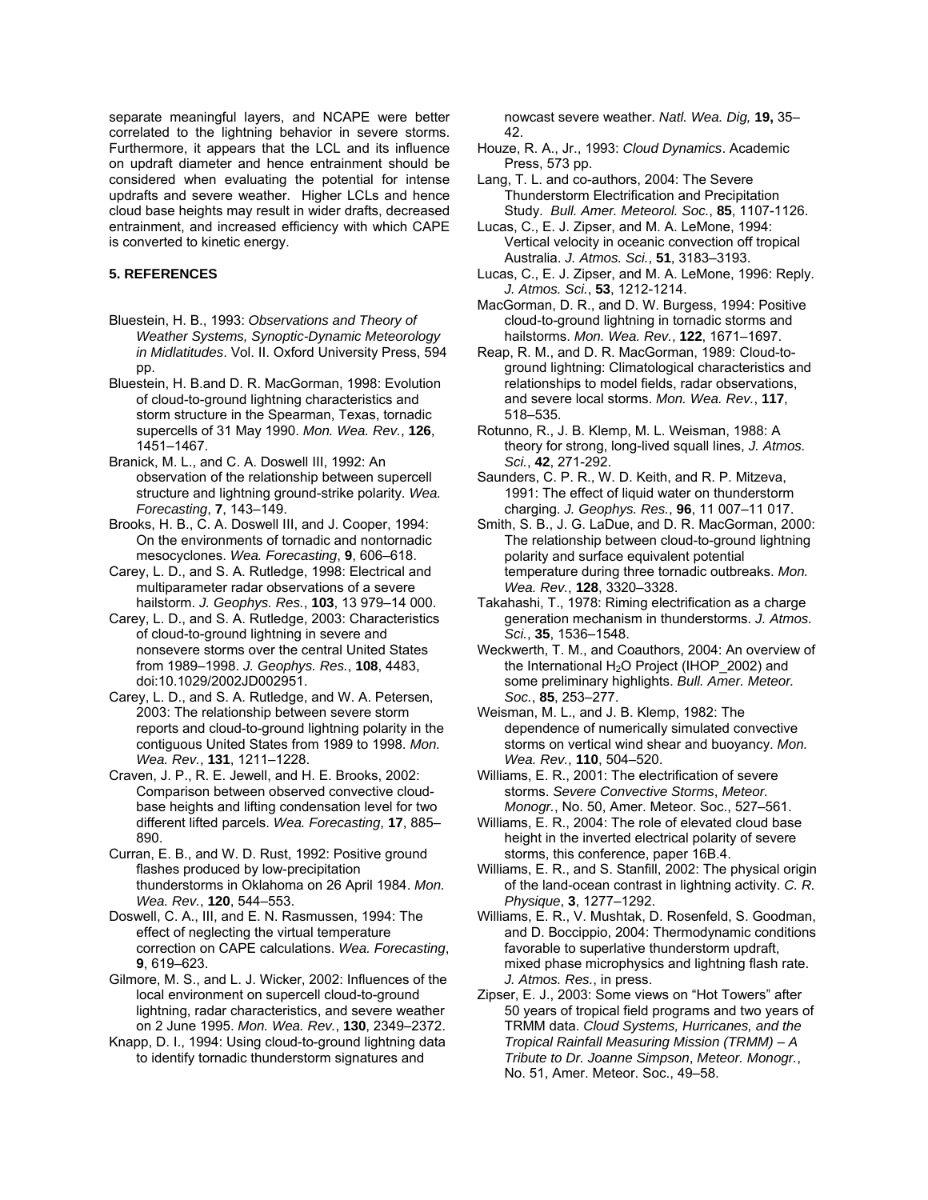separate meaningful layers, and NCAPE were better correlated to the lightning behavior in severe storms. Furthermore, it appears that the LCL and its influence on updraft diameter and hence entrainment should be considered when evaluating the potential for intense updrafts and severe weather. Higher LCLs and hence cloud base heights may result in wider drafts, decreased entrainment, and increased efficiency with which CAPE is converted to kinetic energy.

### 5. REFERENCES

Bluestein, H. B., 1993: *Observations and Theory of Weather Systems, Synoptic-Dynamic Meteorology in Midlatitudes*. Vol. II. Oxford University Press, 594 pp.

Bluestein, H. B.and D. R. MacGorman, 1998: Evolution of cloud-to-ground lightning characteristics and storm structure in the Spearman, Texas, tornadic supercells of 31 May 1990. *Mon. Wea. Rev.*, **126**, 1451–1467.

Branick, M. L., and C. A. Doswell III, 1992: An observation of the relationship between supercell structure and lightning ground-strike polarity. *Wea. Forecasting*, **7**, 143–149.

Brooks, H. B., C. A. Doswell III, and J. Cooper, 1994: On the environments of tornadic and nontornadic mesocyclones. *Wea. Forecasting*, **9**, 606–618.

Carey, L. D., and S. A. Rutledge, 1998: Electrical and multiparameter radar observations of a severe hailstorm. *J. Geophys. Res.*, **103**, 13 979–14 000.

Carey, L. D., and S. A. Rutledge, 2003: Characteristics of cloud-to-ground lightning in severe and nonsevere storms over the central United States from 1989–1998. *J. Geophys. Res.*, **108**, 4483, doi:10.1029/2002JD002951.

Carey, L. D., and S. A. Rutledge, and W. A. Petersen, 2003: The relationship between severe storm reports and cloud-to-ground lightning polarity in the contiguous United States from 1989 to 1998. *Mon. Wea. Rev.*, **131**, 1211–1228.

Craven, J. P., R. E. Jewell, and H. E. Brooks, 2002: Comparison between observed convective cloud-base heights and lifting condensation level for two different lifted parcels. *Wea. Forecasting*, **17**, 885–890.

Curran, E. B., and W. D. Rust, 1992: Positive ground flashes produced by low-precipitation thunderstorms in Oklahoma on 26 April 1984. *Mon. Wea. Rev.*, **120**, 544–553.

Doswell, C. A., III, and E. N. Rasmussen, 1994: The effect of neglecting the virtual temperature correction on CAPE calculations. *Wea. Forecasting*, **9**, 619–623.

Gilmore, M. S., and L. J. Wicker, 2002: Influences of the local environment on supercell cloud-to-ground lightning, radar characteristics, and severe weather on 2 June 1995. *Mon. Wea. Rev.*, **130**, 2349–2372.

Knapp, D. I., 1994: Using cloud-to-ground lightning data to identify tornadic thunderstorm signatures and nowcast severe weather. *Natl. Wea. Dig,* **19,** 35–42.

Houze, R. A., Jr., 1993: *Cloud Dynamics*. Academic Press, 573 pp.

Lang, T. L. and co-authors, 2004: The Severe Thunderstorm Electrification and Precipitation Study. *Bull. Amer. Meteorol. Soc.*, **85**, 1107-1126.

Lucas, C., E. J. Zipser, and M. A. LeMone, 1994: Vertical velocity in oceanic convection off tropical Australia. *J. Atmos. Sci.*, **51**, 3183–3193.

Lucas, C., E. J. Zipser, and M. A. LeMone, 1996: Reply. *J. Atmos. Sci.*, **53**, 1212-1214.

MacGorman, D. R., and D. W. Burgess, 1994: Positive cloud-to-ground lightning in tornadic storms and hailstorms. *Mon. Wea. Rev.*, **122**, 1671–1697.

Reap, R. M., and D. R. MacGorman, 1989: Cloud-to-ground lightning: Climatological characteristics and relationships to model fields, radar observations, and severe local storms. *Mon. Wea. Rev.*, **117**, 518–535.

Rotunno, R., J. B. Klemp, M. L. Weisman, 1988: A theory for strong, long-lived squall lines, *J. Atmos. Sci.*, **42**, 271-292.

Saunders, C. P. R., W. D. Keith, and R. P. Mitzeva, 1991: The effect of liquid water on thunderstorm charging. *J. Geophys. Res.*, **96**, 11 007–11 017.

Smith, S. B., J. G. LaDue, and D. R. MacGorman, 2000: The relationship between cloud-to-ground lightning polarity and surface equivalent potential temperature during three tornadic outbreaks. *Mon. Wea. Rev.*, **128**, 3320–3328.

Takahashi, T., 1978: Riming electrification as a charge generation mechanism in thunderstorms. *J. Atmos. Sci.*, **35**, 1536–1548.

Weckwerth, T. M., and Coauthors, 2004: An overview of the International $H_2O$ Project (IHOP_2002) and some preliminary highlights. *Bull. Amer. Meteor. Soc.*, **85**, 253–277.

Weisman, M. L., and J. B. Klemp, 1982: The dependence of numerically simulated convective storms on vertical wind shear and buoyancy. *Mon. Wea. Rev.*, **110**, 504–520.

Williams, E. R., 2001: The electrification of severe storms. *Severe Convective Storms*, *Meteor. Monogr.*, No. 50, Amer. Meteor. Soc., 527–561.

Williams, E. R., 2004: The role of elevated cloud base height in the inverted electrical polarity of severe storms, this conference, paper 16B.4.

Williams, E. R., and S. Stanfill, 2002: The physical origin of the land-ocean contrast in lightning activity. *C. R. Physique*, **3**, 1277–1292.

Williams, E. R., V. Mushtak, D. Rosenfeld, S. Goodman, and D. Boccippio, 2004: Thermodynamic conditions favorable to superlative thunderstorm updraft, mixed phase microphysics and lightning flash rate. *J. Atmos. Res.*, in press.

Zipser, E. J., 2003: Some views on "Hot Towers" after 50 years of tropical field programs and two years of TRMM data. *Cloud Systems, Hurricanes, and the Tropical Rainfall Measuring Mission (TRMM) – A Tribute to Dr. Joanne Simpson*, *Meteor. Monogr.*, No. 51, Amer. Meteor. Soc., 49–58.